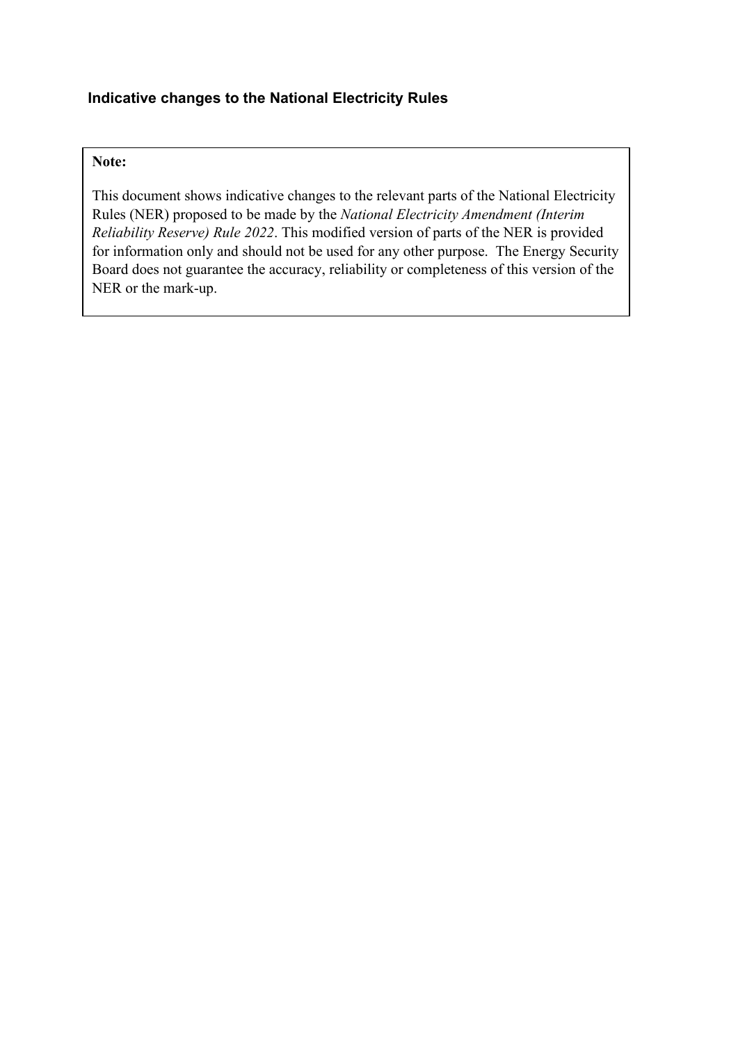# Indicative changes to the National Electricity Rules

**Note:**

This document shows indicative changes to the relevant parts of the National Electricity Rules (NER) proposed to be made by the *National Electricity Amendment (Interim Reliability Reserve) Rule 2022*. This modified version of parts of the NER is provided for information only and should not be used for any other purpose. The Energy Security Board does not guarantee the accuracy, reliability or completeness of this version of the NER or the mark-up.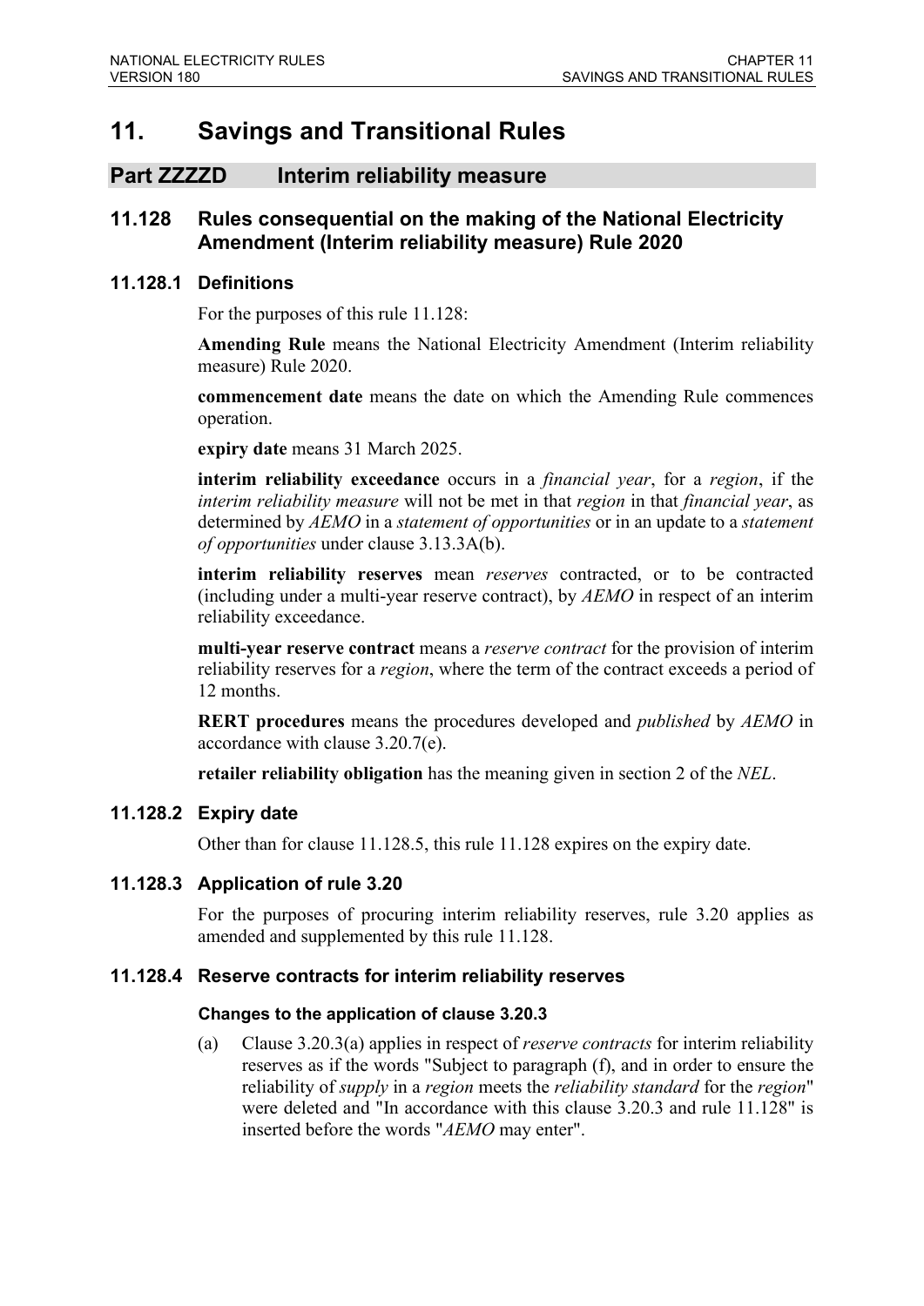# 11. Savings and Transitional Rules

## Part ZZZZD Interim reliability measure

### 11.128 Rules consequential on the making of the National Electricity Amendment (Interim reliability measure) Rule 2020

#### 11.128.1 Definitions

For the purposes of this rule 11.128:

**Amending Rule** means the National Electricity Amendment (Interim reliability measure) Rule 2020.

**commencement date** means the date on which the Amending Rule commences operation.

**expiry date** means 31 March 2025.

**interim reliability exceedance** occurs in a *financial year*, for a *region*, if the *interim reliability measure* will not be met in that *region* in that *financial year*, as determined by *AEMO* in a *statement of opportunities* or in an update to a *statement of opportunities* under clause 3.13.3A(b).

**interim reliability reserves** mean *reserves* contracted, or to be contracted (including under a multi-year reserve contract), by *AEMO* in respect of an interim reliability exceedance.

**multi-year reserve contract** means a *reserve contract* for the provision of interim reliability reserves for a *region*, where the term of the contract exceeds a period of 12 months.

**RERT procedures** means the procedures developed and *published* by *AEMO* in accordance with clause 3.20.7(e).

**retailer reliability obligation** has the meaning given in section 2 of the *NEL*.

#### 11.128.2 Expiry date

Other than for clause 11.128.5, this rule 11.128 expires on the expiry date.

#### 11.128.3 Application of rule 3.20

For the purposes of procuring interim reliability reserves, rule 3.20 applies as amended and supplemented by this rule 11.128.

#### 11.128.4 Reserve contracts for interim reliability reserves

**Changes to the application of clause 3.20.3**

(a) Clause 3.20.3(a) applies in respect of *reserve contracts* for interim reliability reserves as if the words "Subject to paragraph (f), and in order to ensure the reliability of *supply* in a *region* meets the *reliability standard* for the *region*" were deleted and "In accordance with this clause 3.20.3 and rule 11.128" is inserted before the words "*AEMO* may enter".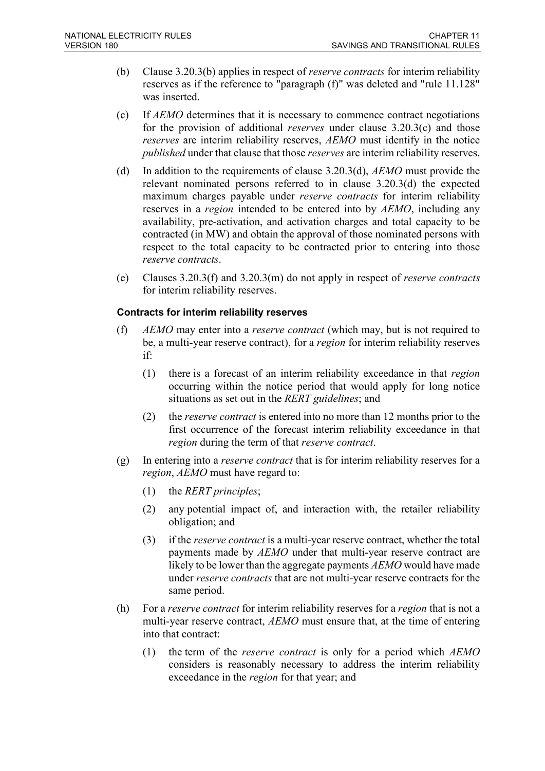(b) Clause 3.20.3(b) applies in respect of *reserve contracts* for interim reliability reserves as if the reference to "paragraph (f)" was deleted and "rule 11.128" was inserted.

(c) If *AEMO* determines that it is necessary to commence contract negotiations for the provision of additional *reserves* under clause 3.20.3(c) and those *reserves* are interim reliability reserves, *AEMO* must identify in the notice *published* under that clause that those *reserves* are interim reliability reserves.

(d) In addition to the requirements of clause 3.20.3(d), *AEMO* must provide the relevant nominated persons referred to in clause 3.20.3(d) the expected maximum charges payable under *reserve contracts* for interim reliability reserves in a *region* intended to be entered into by *AEMO*, including any availability, pre-activation, and activation charges and total capacity to be contracted (in MW) and obtain the approval of those nominated persons with respect to the total capacity to be contracted prior to entering into those *reserve contracts*.

(e) Clauses 3.20.3(f) and 3.20.3(m) do not apply in respect of *reserve contracts* for interim reliability reserves.

**Contracts for interim reliability reserves**

(f) *AEMO* may enter into a *reserve contract* (which may, but is not required to be, a multi-year reserve contract), for a *region* for interim reliability reserves if:

(1) there is a forecast of an interim reliability exceedance in that *region* occurring within the notice period that would apply for long notice situations as set out in the *RERT guidelines*; and

(2) the *reserve contract* is entered into no more than 12 months prior to the first occurrence of the forecast interim reliability exceedance in that *region* during the term of that *reserve contract*.

(g) In entering into a *reserve contract* that is for interim reliability reserves for a *region*, *AEMO* must have regard to:

(1) the *RERT principles*;

(2) any potential impact of, and interaction with, the retailer reliability obligation; and

(3) if the *reserve contract* is a multi-year reserve contract, whether the total payments made by *AEMO* under that multi-year reserve contract are likely to be lower than the aggregate payments *AEMO* would have made under *reserve contracts* that are not multi-year reserve contracts for the same period.

(h) For a *reserve contract* for interim reliability reserves for a *region* that is not a multi-year reserve contract, *AEMO* must ensure that, at the time of entering into that contract:

(1) the term of the *reserve contract* is only for a period which *AEMO* considers is reasonably necessary to address the interim reliability exceedance in the *region* for that year; and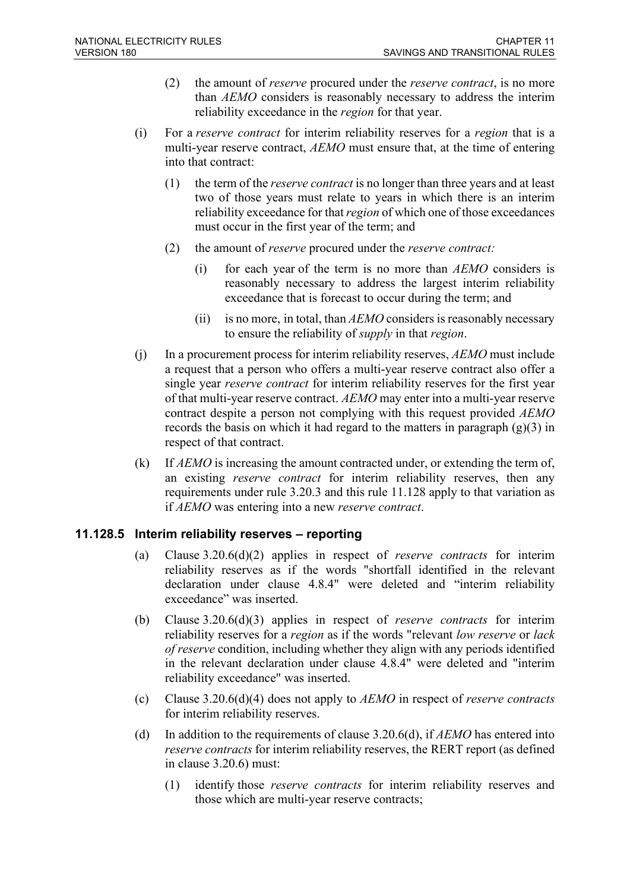(2) the amount of *reserve* procured under the *reserve contract*, is no more than *AEMO* considers is reasonably necessary to address the interim reliability exceedance in the *region* for that year.

(i) For a *reserve contract* for interim reliability reserves for a *region* that is a multi-year reserve contract, *AEMO* must ensure that, at the time of entering into that contract:

(1) the term of the *reserve contract* is no longer than three years and at least two of those years must relate to years in which there is an interim reliability exceedance for that *region* of which one of those exceedances must occur in the first year of the term; and

(2) the amount of *reserve* procured under the *reserve contract:*

(i) for each year of the term is no more than *AEMO* considers is reasonably necessary to address the largest interim reliability exceedance that is forecast to occur during the term; and

(ii) is no more, in total, than *AEMO* considers is reasonably necessary to ensure the reliability of *supply* in that *region*.

(j) In a procurement process for interim reliability reserves, *AEMO* must include a request that a person who offers a multi-year reserve contract also offer a single year *reserve contract* for interim reliability reserves for the first year of that multi-year reserve contract. *AEMO* may enter into a multi-year reserve contract despite a person not complying with this request provided *AEMO* records the basis on which it had regard to the matters in paragraph (g)(3) in respect of that contract.

(k) If *AEMO* is increasing the amount contracted under, or extending the term of, an existing *reserve contract* for interim reliability reserves, then any requirements under rule 3.20.3 and this rule 11.128 apply to that variation as if *AEMO* was entering into a new *reserve contract*.

### 11.128.5 Interim reliability reserves – reporting

(a) Clause 3.20.6(d)(2) applies in respect of *reserve contracts* for interim reliability reserves as if the words "shortfall identified in the relevant declaration under clause 4.8.4" were deleted and "interim reliability exceedance" was inserted.

(b) Clause 3.20.6(d)(3) applies in respect of *reserve contracts* for interim reliability reserves for a *region* as if the words "relevant *low reserve* or *lack of reserve* condition, including whether they align with any periods identified in the relevant declaration under clause 4.8.4" were deleted and "interim reliability exceedance" was inserted.

(c) Clause 3.20.6(d)(4) does not apply to *AEMO* in respect of *reserve contracts* for interim reliability reserves.

(d) In addition to the requirements of clause 3.20.6(d), if *AEMO* has entered into *reserve contracts* for interim reliability reserves, the RERT report (as defined in clause 3.20.6) must:

(1) identify those *reserve contracts* for interim reliability reserves and those which are multi-year reserve contracts;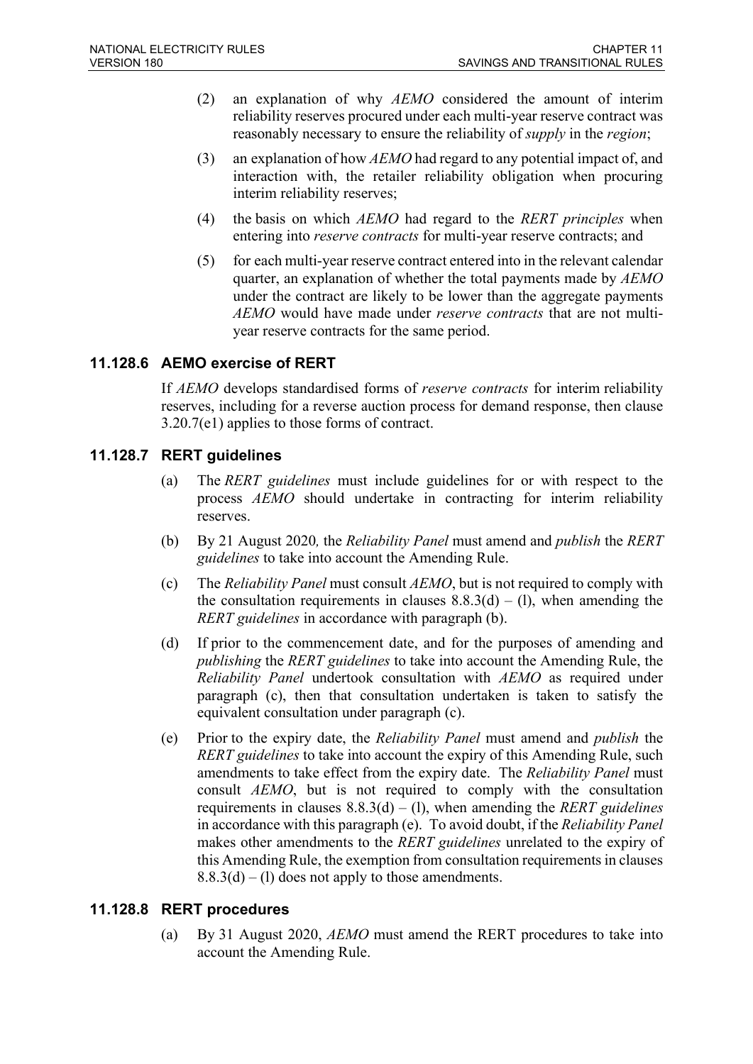(2) an explanation of why *AEMO* considered the amount of interim reliability reserves procured under each multi-year reserve contract was reasonably necessary to ensure the reliability of *supply* in the *region*;

(3) an explanation of how *AEMO* had regard to any potential impact of, and interaction with, the retailer reliability obligation when procuring interim reliability reserves;

(4) the basis on which *AEMO* had regard to the *RERT principles* when entering into *reserve contracts* for multi-year reserve contracts; and

(5) for each multi-year reserve contract entered into in the relevant calendar quarter, an explanation of whether the total payments made by *AEMO* under the contract are likely to be lower than the aggregate payments *AEMO* would have made under *reserve contracts* that are not multi-year reserve contracts for the same period.

### 11.128.6 AEMO exercise of RERT

If *AEMO* develops standardised forms of *reserve contracts* for interim reliability reserves, including for a reverse auction process for demand response, then clause 3.20.7(e1) applies to those forms of contract.

### 11.128.7 RERT guidelines

(a) The *RERT guidelines* must include guidelines for or with respect to the process *AEMO* should undertake in contracting for interim reliability reserves.

(b) By 21 August 2020*,* the *Reliability Panel* must amend and *publish* the *RERT guidelines* to take into account the Amending Rule.

(c) The *Reliability Panel* must consult *AEMO*, but is not required to comply with the consultation requirements in clauses 8.8.3(d) – (l), when amending the *RERT guidelines* in accordance with paragraph (b).

(d) If prior to the commencement date, and for the purposes of amending and *publishing* the *RERT guidelines* to take into account the Amending Rule, the *Reliability Panel* undertook consultation with *AEMO* as required under paragraph (c), then that consultation undertaken is taken to satisfy the equivalent consultation under paragraph (c).

(e) Prior to the expiry date, the *Reliability Panel* must amend and *publish* the *RERT guidelines* to take into account the expiry of this Amending Rule, such amendments to take effect from the expiry date. The *Reliability Panel* must consult *AEMO*, but is not required to comply with the consultation requirements in clauses 8.8.3(d) – (l), when amending the *RERT guidelines* in accordance with this paragraph (e). To avoid doubt, if the *Reliability Panel* makes other amendments to the *RERT guidelines* unrelated to the expiry of this Amending Rule, the exemption from consultation requirements in clauses 8.8.3(d) – (l) does not apply to those amendments.

### 11.128.8 RERT procedures

(a) By 31 August 2020, *AEMO* must amend the RERT procedures to take into account the Amending Rule.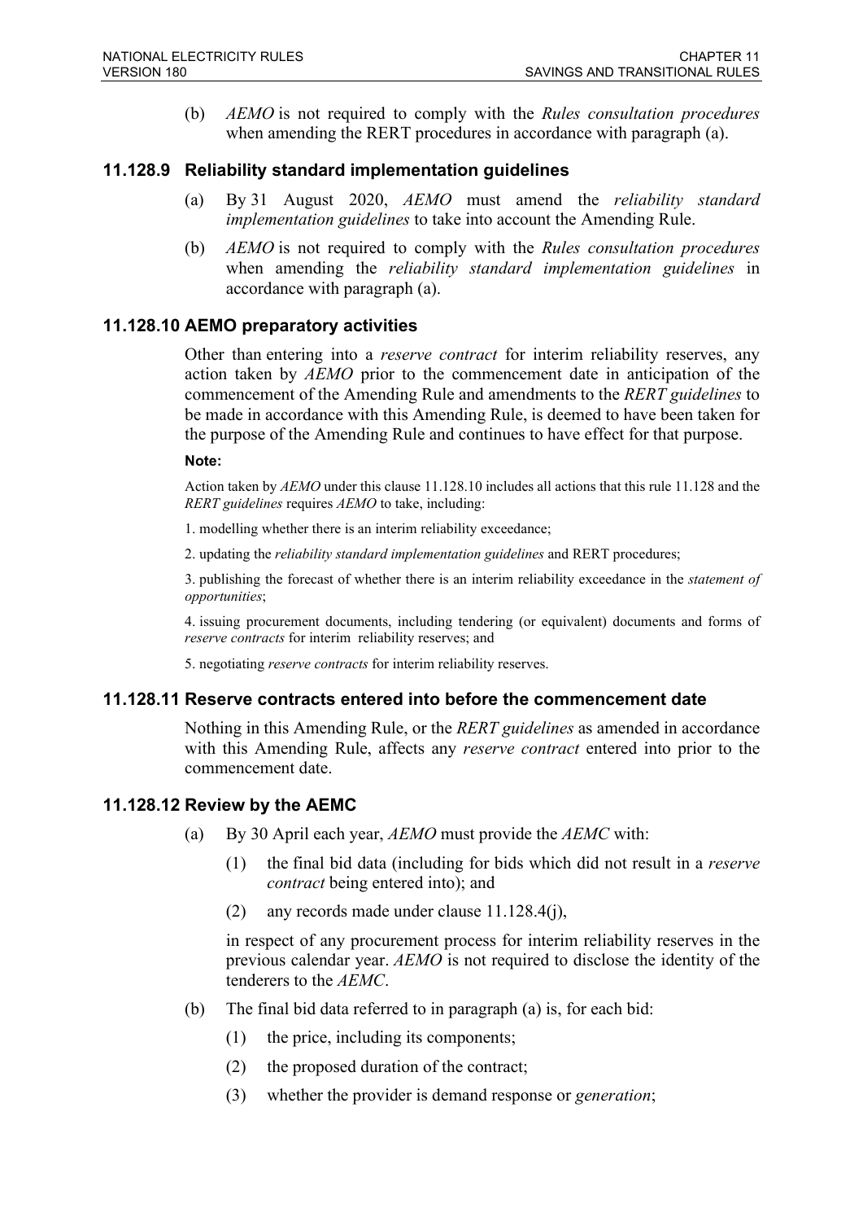(b) *AEMO* is not required to comply with the *Rules consultation procedures* when amending the RERT procedures in accordance with paragraph (a).

### 11.128.9 Reliability standard implementation guidelines

(a) By 31 August 2020, *AEMO* must amend the *reliability standard implementation guidelines* to take into account the Amending Rule.

(b) *AEMO* is not required to comply with the *Rules consultation procedures* when amending the *reliability standard implementation guidelines* in accordance with paragraph (a).

### 11.128.10 AEMO preparatory activities

Other than entering into a *reserve contract* for interim reliability reserves, any action taken by *AEMO* prior to the commencement date in anticipation of the commencement of the Amending Rule and amendments to the *RERT guidelines* to be made in accordance with this Amending Rule, is deemed to have been taken for the purpose of the Amending Rule and continues to have effect for that purpose.

**Note:**

Action taken by *AEMO* under this clause 11.128.10 includes all actions that this rule 11.128 and the *RERT guidelines* requires *AEMO* to take, including:

1. modelling whether there is an interim reliability exceedance;

2. updating the *reliability standard implementation guidelines* and RERT procedures;

3. publishing the forecast of whether there is an interim reliability exceedance in the *statement of opportunities*;

4. issuing procurement documents, including tendering (or equivalent) documents and forms of *reserve contracts* for interim reliability reserves; and

5. negotiating *reserve contracts* for interim reliability reserves.

### 11.128.11 Reserve contracts entered into before the commencement date

Nothing in this Amending Rule, or the *RERT guidelines* as amended in accordance with this Amending Rule, affects any *reserve contract* entered into prior to the commencement date.

### 11.128.12 Review by the AEMC

(a) By 30 April each year, *AEMO* must provide the *AEMC* with:

(1) the final bid data (including for bids which did not result in a *reserve contract* being entered into); and

(2) any records made under clause 11.128.4(j),

in respect of any procurement process for interim reliability reserves in the previous calendar year. *AEMO* is not required to disclose the identity of the tenderers to the *AEMC*.

(b) The final bid data referred to in paragraph (a) is, for each bid:

(1) the price, including its components;

(2) the proposed duration of the contract;

(3) whether the provider is demand response or *generation*;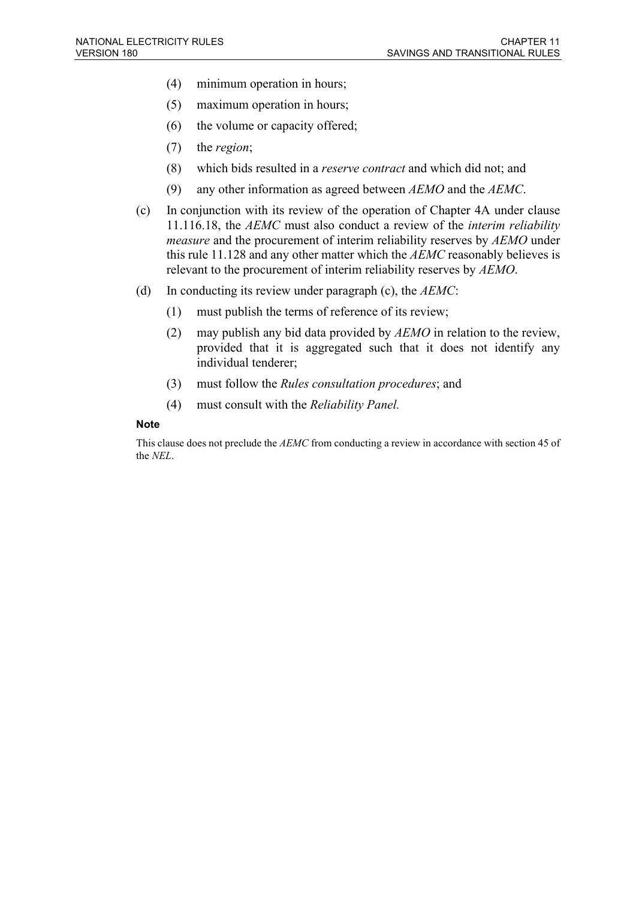(4) minimum operation in hours;

(5) maximum operation in hours;

(6) the volume or capacity offered;

(7) the *region*;

(8) which bids resulted in a *reserve contract* and which did not; and

(9) any other information as agreed between *AEMO* and the *AEMC*.

(c) In conjunction with its review of the operation of Chapter 4A under clause 11.116.18, the *AEMC* must also conduct a review of the *interim reliability measure* and the procurement of interim reliability reserves by *AEMO* under this rule 11.128 and any other matter which the *AEMC* reasonably believes is relevant to the procurement of interim reliability reserves by *AEMO*.

(d) In conducting its review under paragraph (c), the *AEMC*:

(1) must publish the terms of reference of its review;

(2) may publish any bid data provided by *AEMO* in relation to the review, provided that it is aggregated such that it does not identify any individual tenderer;

(3) must follow the *Rules consultation procedures*; and

(4) must consult with the *Reliability Panel.*

**Note**

This clause does not preclude the *AEMC* from conducting a review in accordance with section 45 of the *NEL*.